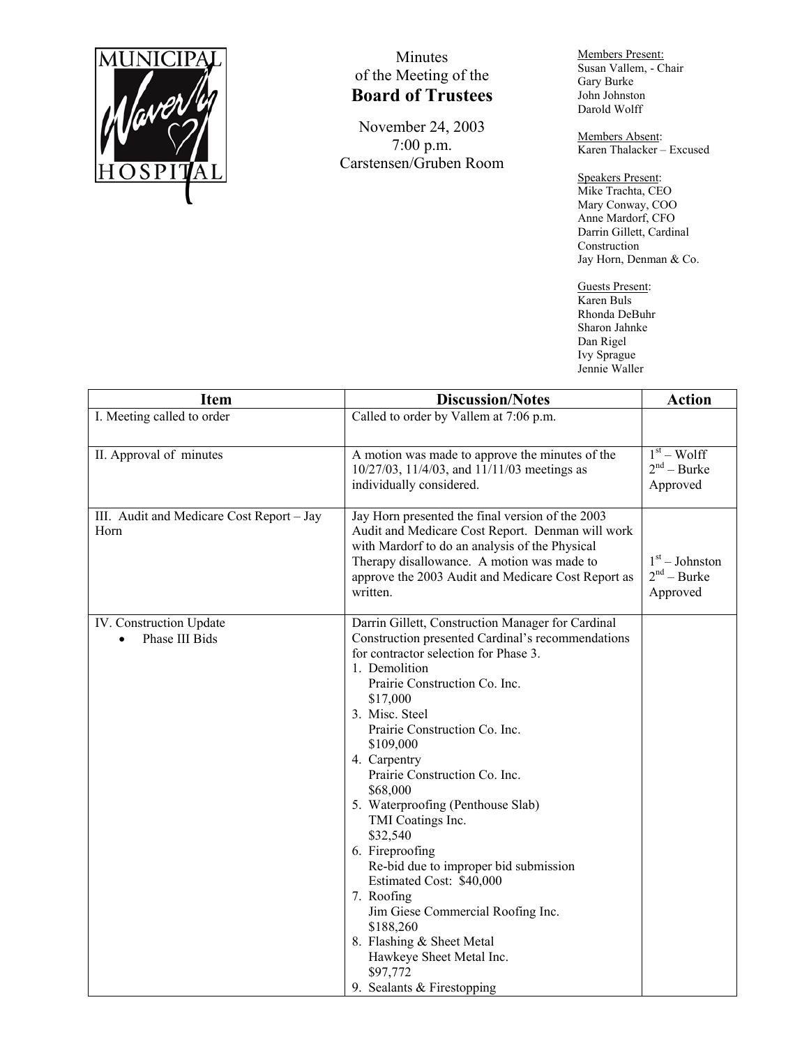MUNICIPAL Waverly HOSPITAL

# Minutes of the Meeting of the Board of Trustees

November 24, 2003
7:00 p.m.
Carstensen/Gruben Room

Members Present:
Susan Vallem, - Chair
Gary Burke
John Johnston
Darold Wolff

Members Absent:
Karen Thalacker – Excused

Speakers Present:
Mike Trachta, CEO
Mary Conway, COO
Anne Mardorf, CFO
Darrin Gillett, Cardinal Construction
Jay Horn, Denman & Co.

Guests Present:
Karen Buls
Rhonda DeBuhr
Sharon Jahnke
Dan Rigel
Ivy Sprague
Jennie Waller

| Item | Discussion/Notes | Action |
|---|---|---|
| I. Meeting called to order | Called to order by Vallem at 7:06 p.m. | |
| II. Approval of minutes | A motion was made to approve the minutes of the 10/27/03, 11/4/03, and 11/11/03 meetings as individually considered. | 1st – Wolff<br>2nd – Burke<br>Approved |
| III. Audit and Medicare Cost Report – Jay Horn | Jay Horn presented the final version of the 2003 Audit and Medicare Cost Report. Denman will work with Mardorf to do an analysis of the Physical Therapy disallowance. A motion was made to approve the 2003 Audit and Medicare Cost Report as written. | 1st – Johnston<br>2nd – Burke<br>Approved |
| IV. Construction Update<br>• Phase III Bids | Darrin Gillett, Construction Manager for Cardinal Construction presented Cardinal's recommendations for contractor selection for Phase 3.<br>1. Demolition<br>Prairie Construction Co. Inc.<br>$17,000<br>3. Misc. Steel<br>Prairie Construction Co. Inc.<br>$109,000<br>4. Carpentry<br>Prairie Construction Co. Inc.<br>$68,000<br>5. Waterproofing (Penthouse Slab)<br>TMI Coatings Inc.<br>$32,540<br>6. Fireproofing<br>Re-bid due to improper bid submission<br>Estimated Cost: $40,000<br>7. Roofing<br>Jim Giese Commercial Roofing Inc.<br>$188,260<br>8. Flashing & Sheet Metal<br>Hawkeye Sheet Metal Inc.<br>$97,772<br>9. Sealants & Firestopping | |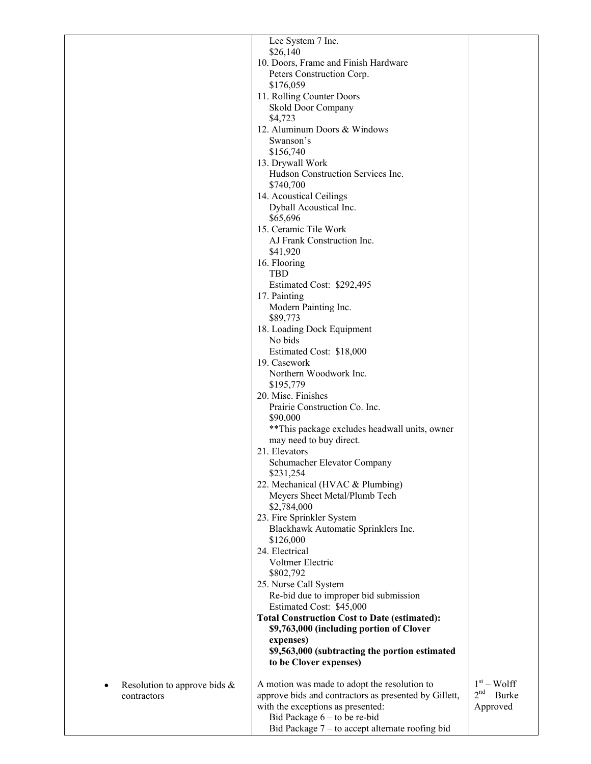| | | |
|---|---|---|
| | Lee System 7 Inc.<br>$26,140<br>10. Doors, Frame and Finish Hardware<br>Peters Construction Corp.<br>$176,059<br>11. Rolling Counter Doors<br>Skold Door Company<br>$4,723<br>12. Aluminum Doors & Windows<br>Swanson's<br>$156,740<br>13. Drywall Work<br>Hudson Construction Services Inc.<br>$740,700<br>14. Acoustical Ceilings<br>Dyball Acoustical Inc.<br>$65,696<br>15. Ceramic Tile Work<br>AJ Frank Construction Inc.<br>$41,920<br>16. Flooring<br>TBD<br>Estimated Cost: $292,495<br>17. Painting<br>Modern Painting Inc.<br>$89,773<br>18. Loading Dock Equipment<br>No bids<br>Estimated Cost: $18,000<br>19. Casework<br>Northern Woodwork Inc.<br>$195,779<br>20. Misc. Finishes<br>Prairie Construction Co. Inc.<br>$90,000<br>**This package excludes headwall units, owner may need to buy direct.<br>21. Elevators<br>Schumacher Elevator Company<br>$231,254<br>22. Mechanical (HVAC & Plumbing)<br>Meyers Sheet Metal/Plumb Tech<br>$2,784,000<br>23. Fire Sprinkler System<br>Blackhawk Automatic Sprinklers Inc.<br>$126,000<br>24. Electrical<br>Voltmer Electric<br>$802,792<br>25. Nurse Call System<br>Re-bid due to improper bid submission<br>Estimated Cost: $45,000<br>**Total Construction Cost to Date (estimated):**<br>**$9,763,000 (including portion of Clover expenses)**<br>**$9,563,000 (subtracting the portion estimated to be Clover expenses)** | |
| • Resolution to approve bids & contractors | A motion was made to adopt the resolution to approve bids and contractors as presented by Gillett, with the exceptions as presented:<br>Bid Package 6 – to be re-bid<br>Bid Package 7 – to accept alternate roofing bid | 1st – Wolff<br>2nd – Burke<br>Approved |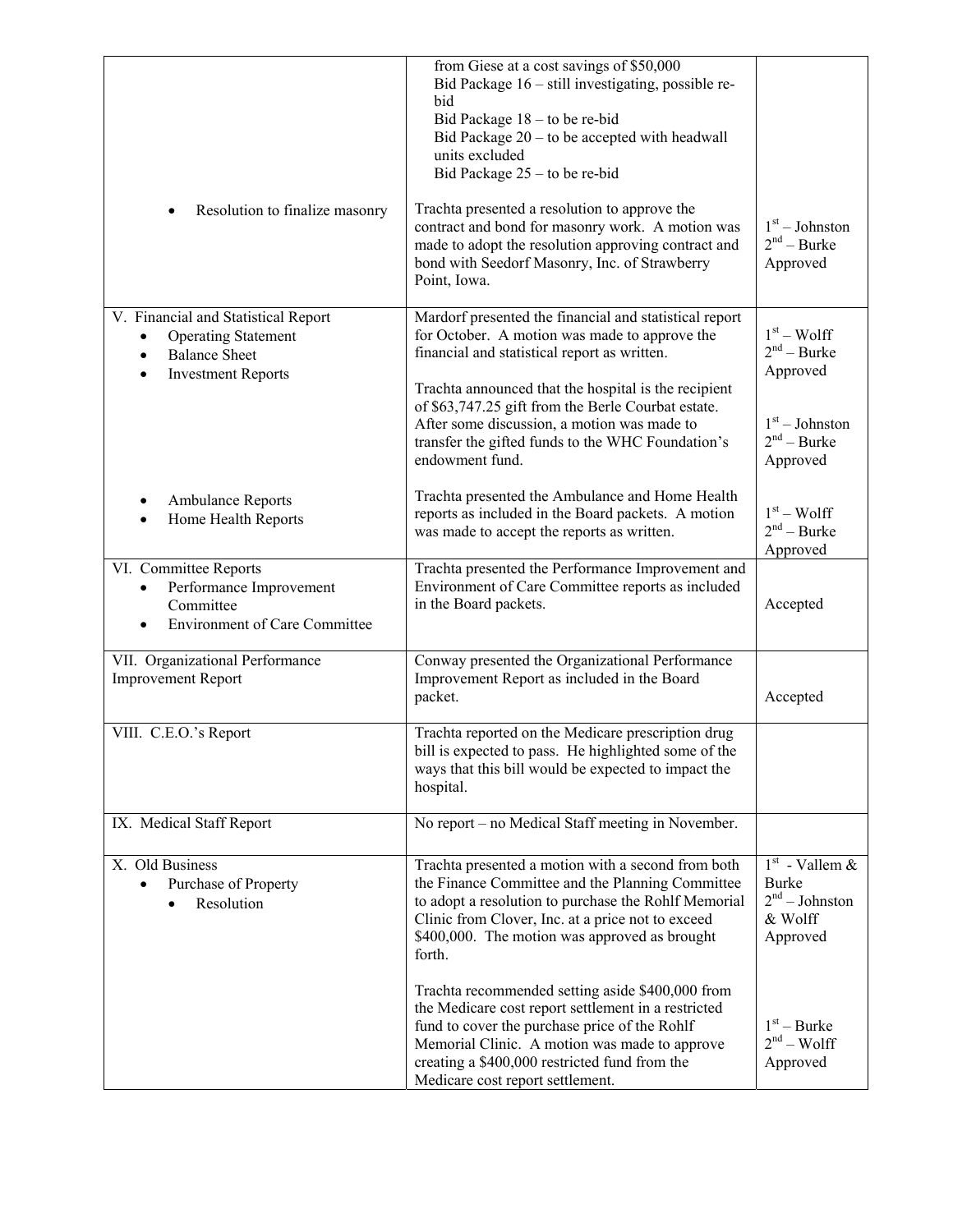| | | |
|---|---|---|
| | from Giese at a cost savings of $50,000<br>Bid Package 16 – still investigating, possible re-bid<br>Bid Package 18 – to be re-bid<br>Bid Package 20 – to be accepted with headwall units excluded<br>Bid Package 25 – to be re-bid | |
| • Resolution to finalize masonry | Trachta presented a resolution to approve the contract and bond for masonry work. A motion was made to adopt the resolution approving contract and bond with Seedorf Masonry, Inc. of Strawberry Point, Iowa. | 1st – Johnston<br>2nd – Burke<br>Approved |
| V. Financial and Statistical Report<br>• Operating Statement<br>• Balance Sheet<br>• Investment Reports | Mardorf presented the financial and statistical report for October. A motion was made to approve the financial and statistical report as written.<br><br>Trachta announced that the hospital is the recipient of $63,747.25 gift from the Berle Courbat estate. After some discussion, a motion was made to transfer the gifted funds to the WHC Foundation's endowment fund. | 1st – Wolff<br>2nd – Burke<br>Approved<br><br>1st – Johnston<br>2nd – Burke<br>Approved |
| • Ambulance Reports<br>• Home Health Reports | Trachta presented the Ambulance and Home Health reports as included in the Board packets. A motion was made to accept the reports as written. | 1st – Wolff<br>2nd – Burke<br>Approved |
| VI. Committee Reports<br>• Performance Improvement Committee<br>• Environment of Care Committee | Trachta presented the Performance Improvement and Environment of Care Committee reports as included in the Board packets. | Accepted |
| VII. Organizational Performance Improvement Report | Conway presented the Organizational Performance Improvement Report as included in the Board packet. | Accepted |
| VIII. C.E.O.'s Report | Trachta reported on the Medicare prescription drug bill is expected to pass. He highlighted some of the ways that this bill would be expected to impact the hospital. | |
| IX. Medical Staff Report | No report – no Medical Staff meeting in November. | |
| X. Old Business<br>• Purchase of Property<br>• Resolution | Trachta presented a motion with a second from both the Finance Committee and the Planning Committee to adopt a resolution to purchase the Rohlf Memorial Clinic from Clover, Inc. at a price not to exceed $400,000. The motion was approved as brought forth.<br><br>Trachta recommended setting aside $400,000 from the Medicare cost report settlement in a restricted fund to cover the purchase price of the Rohlf Memorial Clinic. A motion was made to approve creating a $400,000 restricted fund from the Medicare cost report settlement. | 1st - Vallem & Burke<br>2nd – Johnston & Wolff<br>Approved<br><br>1st – Burke<br>2nd – Wolff<br>Approved |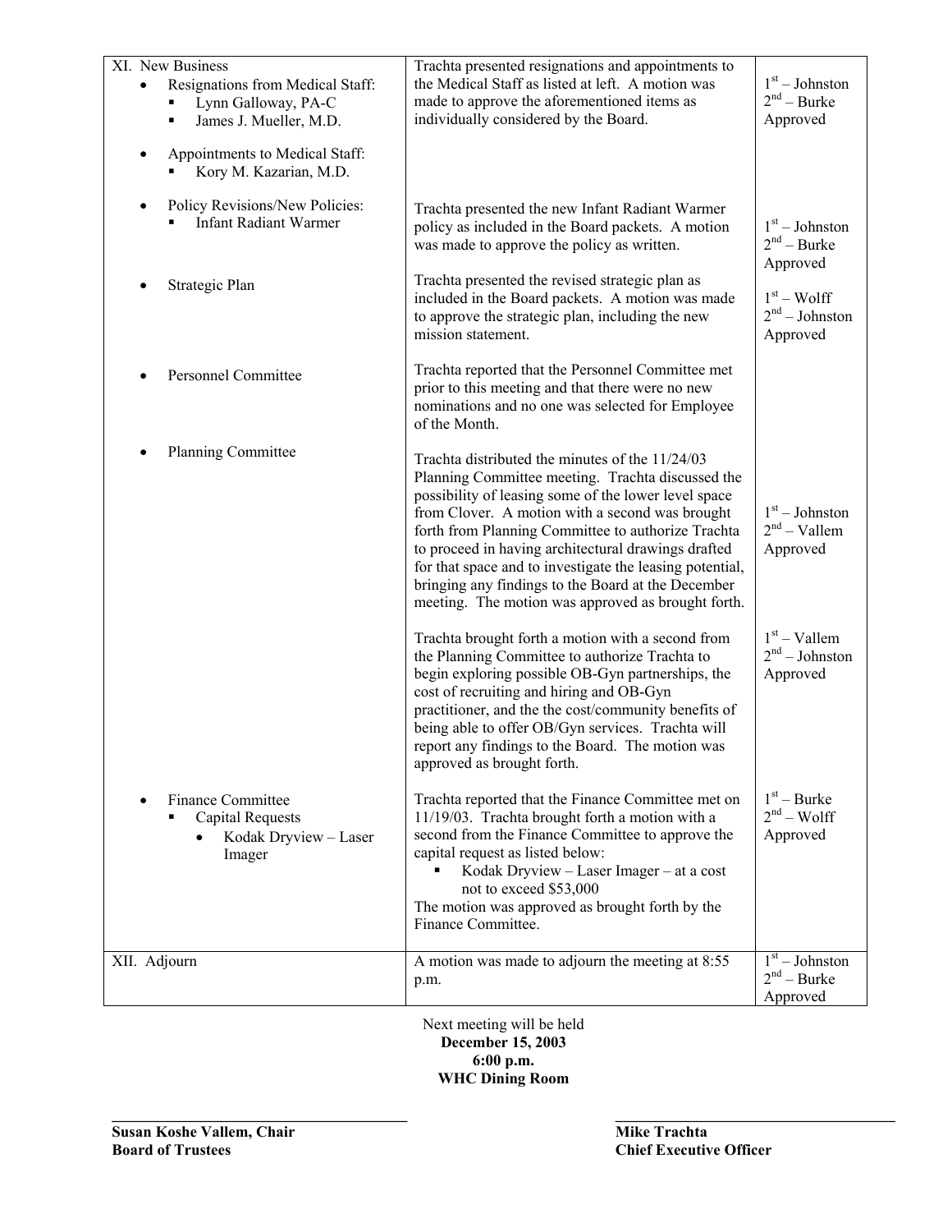| | | |
|---|---|---|
| XI. New Business<br>• Resignations from Medical Staff:<br>  ▪ Lynn Galloway, PA-C<br>  ▪ James J. Mueller, M.D.<br>• Appointments to Medical Staff:<br>  ▪ Kory M. Kazarian, M.D. | Trachta presented resignations and appointments to the Medical Staff as listed at left. A motion was made to approve the aforementioned items as individually considered by the Board. | 1st – Johnston<br>2nd – Burke<br>Approved |
| • Policy Revisions/New Policies:<br>  ▪ Infant Radiant Warmer | Trachta presented the new Infant Radiant Warmer policy as included in the Board packets. A motion was made to approve the policy as written. | 1st – Johnston<br>2nd – Burke<br>Approved |
| • Strategic Plan | Trachta presented the revised strategic plan as included in the Board packets. A motion was made to approve the strategic plan, including the new mission statement. | 1st – Wolff<br>2nd – Johnston<br>Approved |
| • Personnel Committee | Trachta reported that the Personnel Committee met prior to this meeting and that there were no new nominations and no one was selected for Employee of the Month. | |
| • Planning Committee | Trachta distributed the minutes of the 11/24/03 Planning Committee meeting. Trachta discussed the possibility of leasing some of the lower level space from Clover. A motion with a second was brought forth from Planning Committee to authorize Trachta to proceed in having architectural drawings drafted for that space and to investigate the leasing potential, bringing any findings to the Board at the December meeting. The motion was approved as brought forth. | 1st – Johnston<br>2nd – Vallem<br>Approved |
| | Trachta brought forth a motion with a second from the Planning Committee to authorize Trachta to begin exploring possible OB-Gyn partnerships, the cost of recruiting and hiring and OB-Gyn practitioner, and the the cost/community benefits of being able to offer OB/Gyn services. Trachta will report any findings to the Board. The motion was approved as brought forth. | 1st – Vallem<br>2nd – Johnston<br>Approved |
| • Finance Committee<br>  ▪ Capital Requests<br>    • Kodak Dryview – Laser Imager | Trachta reported that the Finance Committee met on 11/19/03. Trachta brought forth a motion with a second from the Finance Committee to approve the capital request as listed below:<br>  ▪ Kodak Dryview – Laser Imager – at a cost not to exceed $53,000<br>The motion was approved as brought forth by the Finance Committee. | 1st – Burke<br>2nd – Wolff<br>Approved |
| XII. Adjourn | A motion was made to adjourn the meeting at 8:55 p.m. | 1st – Johnston<br>2nd – Burke<br>Approved |

Next meeting will be held
**December 15, 2003**
**6:00 p.m.**
**WHC Dining Room**

**Susan Koshe Vallem, Chair**
**Board of Trustees**

**Mike Trachta**
**Chief Executive Officer**